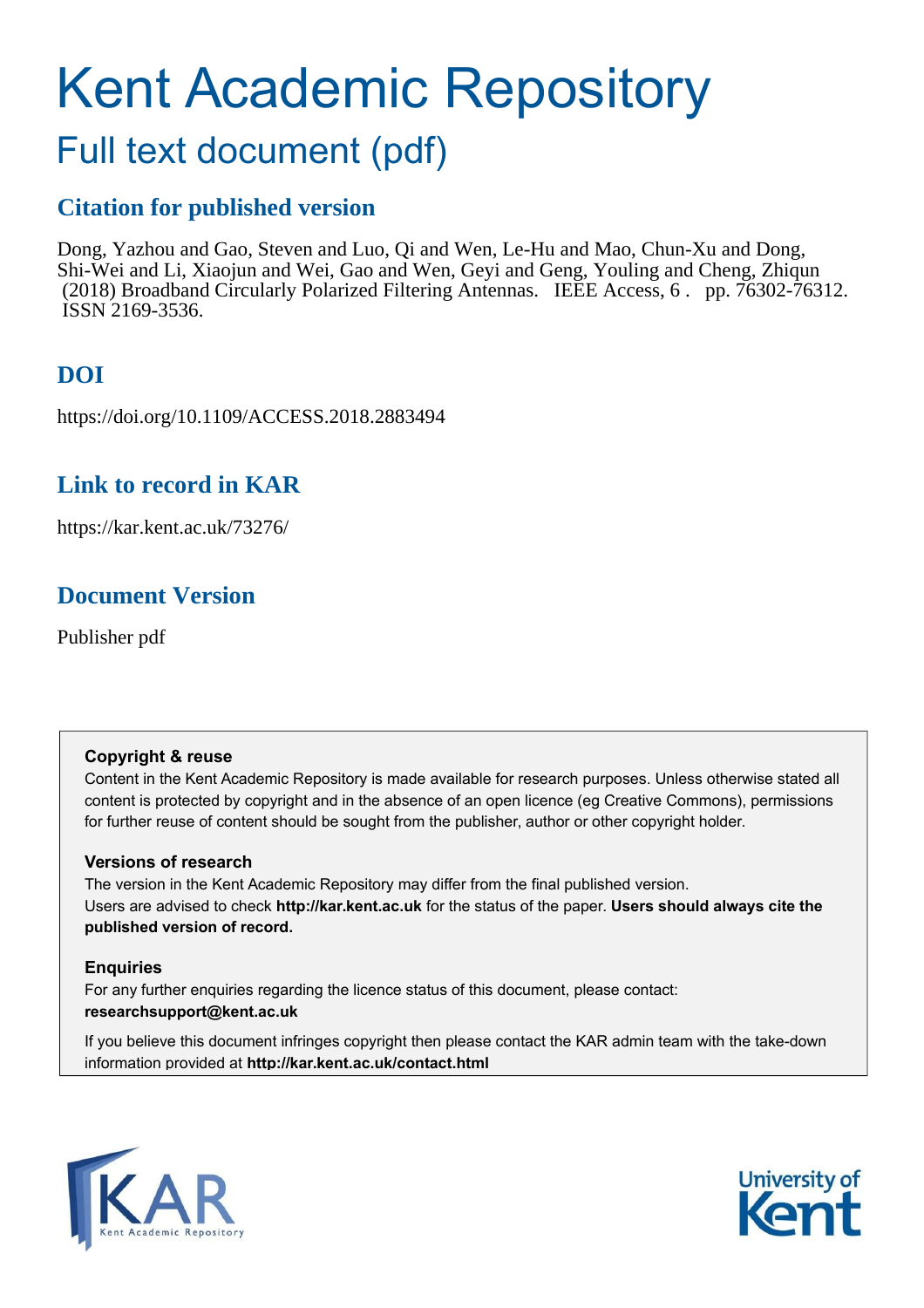# Kent Academic Repository

## Full text document (pdf)

### Citation for published version

Dong, Yazhou and Gao, Steven and Luo, Qi and Wen, Le-Hu and Mao, Chun-Xu and Dong, Shi-Wei and Li, Xiaojun and Wei, Gao and Wen, Geyi and Geng, Youling and Cheng, Zhiqun (2018) Broadband Circularly Polarized Filtering Antennas. IEEE Access, 6 . pp. 76302-76312. ISSN 2169-3536.

### DOI

https://doi.org/10.1109/ACCESS.2018.2883494

### Link to record in KAR

https://kar.kent.ac.uk/73276/

### Document Version

Publisher pdf

**Copyright & reuse**

Content in the Kent Academic Repository is made available for research purposes. Unless otherwise stated all content is protected by copyright and in the absence of an open licence (eg Creative Commons), permissions for further reuse of content should be sought from the publisher, author or other copyright holder.

**Versions of research**

The version in the Kent Academic Repository may differ from the final published version. Users are advised to check **http://kar.kent.ac.uk** for the status of the paper. **Users should always cite the published version of record.**

**Enquiries**

For any further enquiries regarding the licence status of this document, please contact: **researchsupport@kent.ac.uk**

If you believe this document infringes copyright then please contact the KAR admin team with the take-down information provided at **http://kar.kent.ac.uk/contact.html**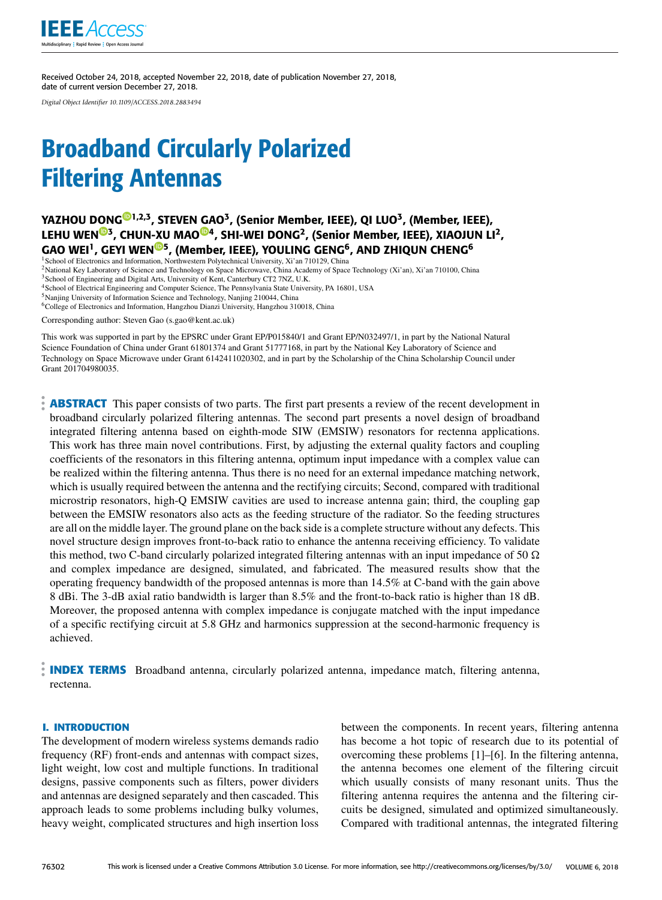Received October 24, 2018, accepted November 22, 2018, date of publication November 27, 2018, date of current version December 27, 2018.

*Digital Object Identifier 10.1109/ACCESS.2018.2883494*

# Broadband Circularly Polarized Filtering Antennas

**YAZHOU DONG[1,2,3], STEVEN GAO[3], (Senior Member, IEEE), QI LUO[3], (Member, IEEE), LEHU WEN[3], CHUN-XU MAO[4], SHI-WEI DONG[2], (Senior Member, IEEE), XIAOJUN LI[2], GAO WEI[1], GEYI WEN[5], (Member, IEEE), YOULING GENG[6], AND ZHIQUN CHENG[6]**

[1]School of Electronics and Information, Northwestern Polytechnical University, Xi'an 710129, China
[2]National Key Laboratory of Science and Technology on Space Microwave, China Academy of Space Technology (Xi'an), Xi'an 710100, China
[3]School of Engineering and Digital Arts, University of Kent, Canterbury CT2 7NZ, U.K.
[4]School of Electrical Engineering and Computer Science, The Pennsylvania State University, PA 16801, USA
[5]Nanjing University of Information Science and Technology, Nanjing 210044, China
[6]College of Electronics and Information, Hangzhou Dianzi University, Hangzhou 310018, China

Corresponding author: Steven Gao (s.gao@kent.ac.uk)

This work was supported in part by the EPSRC under Grant EP/P015840/1 and Grant EP/N032497/1, in part by the National Natural Science Foundation of China under Grant 61801374 and Grant 51777168, in part by the National Key Laboratory of Science and Technology on Space Microwave under Grant 6142411020302, and in part by the Scholarship of the China Scholarship Council under Grant 201704980035.

**ABSTRACT** This paper consists of two parts. The first part presents a review of the recent development in broadband circularly polarized filtering antennas. The second part presents a novel design of broadband integrated filtering antenna based on eighth-mode SIW (EMSIW) resonators for rectenna applications. This work has three main novel contributions. First, by adjusting the external quality factors and coupling coefficients of the resonators in this filtering antenna, optimum input impedance with a complex value can be realized within the filtering antenna. Thus there is no need for an external impedance matching network, which is usually required between the antenna and the rectifying circuits; Second, compared with traditional microstrip resonators, high-Q EMSIW cavities are used to increase antenna gain; third, the coupling gap between the EMSIW resonators also acts as the feeding structure of the radiator. So the feeding structures are all on the middle layer. The ground plane on the back side is a complete structure without any defects. This novel structure design improves front-to-back ratio to enhance the antenna receiving efficiency. To validate this method, two C-band circularly polarized integrated filtering antennas with an input impedance of 50 Ω and complex impedance are designed, simulated, and fabricated. The measured results show that the operating frequency bandwidth of the proposed antennas is more than 14.5% at C-band with the gain above 8 dBi. The 3-dB axial ratio bandwidth is larger than 8.5% and the front-to-back ratio is higher than 18 dB. Moreover, the proposed antenna with complex impedance is conjugate matched with the input impedance of a specific rectifying circuit at 5.8 GHz and harmonics suppression at the second-harmonic frequency is achieved.

**INDEX TERMS** Broadband antenna, circularly polarized antenna, impedance match, filtering antenna, rectenna.

## I. INTRODUCTION

The development of modern wireless systems demands radio frequency (RF) front-ends and antennas with compact sizes, light weight, low cost and multiple functions. In traditional designs, passive components such as filters, power dividers and antennas are designed separately and then cascaded. This approach leads to some problems including bulky volumes, heavy weight, complicated structures and high insertion loss between the components. In recent years, filtering antenna has become a hot topic of research due to its potential of overcoming these problems [1]–[6]. In the filtering antenna, the antenna becomes one element of the filtering circuit which usually consists of many resonant units. Thus the filtering antenna requires the antenna and the filtering circuits be designed, simulated and optimized simultaneously. Compared with traditional antennas, the integrated filtering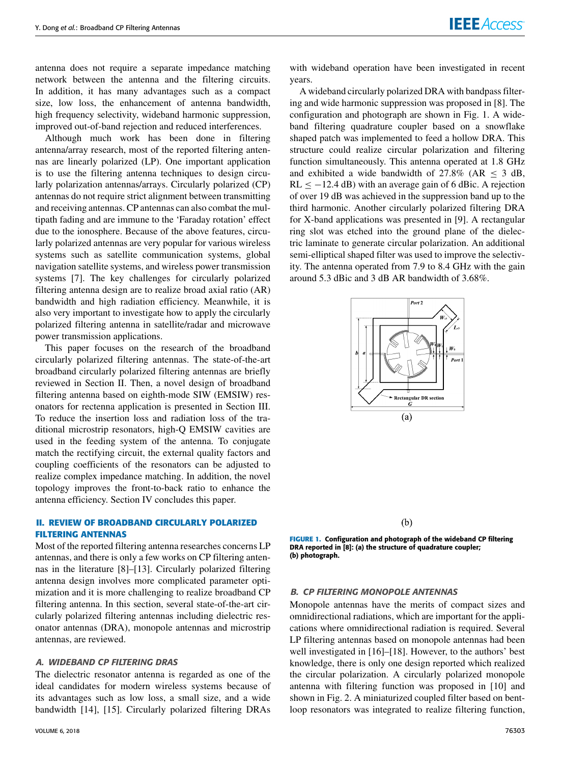antenna does not require a separate impedance matching network between the antenna and the filtering circuits. In addition, it has many advantages such as a compact size, low loss, the enhancement of antenna bandwidth, high frequency selectivity, wideband harmonic suppression, improved out-of-band rejection and reduced interferences.

Although much work has been done in filtering antenna/array research, most of the reported filtering antennas are linearly polarized (LP). One important application is to use the filtering antenna techniques to design circularly polarization antennas/arrays. Circularly polarized (CP) antennas do not require strict alignment between transmitting and receiving antennas. CP antennas can also combat the multipath fading and are immune to the 'Faraday rotation' effect due to the ionosphere. Because of the above features, circularly polarized antennas are very popular for various wireless systems such as satellite communication systems, global navigation satellite systems, and wireless power transmission systems [7]. The key challenges for circularly polarized filtering antenna design are to realize broad axial ratio (AR) bandwidth and high radiation efficiency. Meanwhile, it is also very important to investigate how to apply the circularly polarized filtering antenna in satellite/radar and microwave power transmission applications.

This paper focuses on the research of the broadband circularly polarized filtering antennas. The state-of-the-art broadband circularly polarized filtering antennas are briefly reviewed in Section II. Then, a novel design of broadband filtering antenna based on eighth-mode SIW (EMSIW) resonators for rectenna application is presented in Section III. To reduce the insertion loss and radiation loss of the traditional microstrip resonators, high-Q EMSIW cavities are used in the feeding system of the antenna. To conjugate match the rectifying circuit, the external quality factors and coupling coefficients of the resonators can be adjusted to realize complex impedance matching. In addition, the novel topology improves the front-to-back ratio to enhance the antenna efficiency. Section IV concludes this paper.

## II. REVIEW OF BROADBAND CIRCULARLY POLARIZED FILTERING ANTENNAS

Most of the reported filtering antenna researches concerns LP antennas, and there is only a few works on CP filtering antennas in the literature [8]–[13]. Circularly polarized filtering antenna design involves more complicated parameter optimization and it is more challenging to realize broadband CP filtering antenna. In this section, several state-of-the-art circularly polarized filtering antennas including dielectric resonator antennas (DRA), monopole antennas and microstrip antennas, are reviewed.

### A. WIDEBAND CP FILTERING DRAS

The dielectric resonator antenna is regarded as one of the ideal candidates for modern wireless systems because of its advantages such as low loss, a small size, and a wide bandwidth [14], [15]. Circularly polarized filtering DRAs with wideband operation have been investigated in recent years.

A wideband circularly polarized DRA with bandpass filtering and wide harmonic suppression was proposed in [8]. The configuration and photograph are shown in Fig. 1. A wideband filtering quadrature coupler based on a snowflake shaped patch was implemented to feed a hollow DRA. This structure could realize circular polarization and filtering function simultaneously. This antenna operated at 1.8 GHz and exhibited a wide bandwidth of 27.8% (AR $\leq$ 3 dB, RL $\leq -12.4$ dB) with an average gain of 6 dBic. A rejection of over 19 dB was achieved in the suppression band up to the third harmonic. Another circularly polarized filtering DRA for X-band applications was presented in [9]. A rectangular ring slot was etched into the ground plane of the dielectric laminate to generate circular polarization. An additional semi-elliptical shaped filter was used to improve the selectivity. The antenna operated from 7.9 to 8.4 GHz with the gain around 5.3 dBic and 3 dB AR bandwidth of 3.68%.

(a)

(b)

**FIGURE 1. Configuration and photograph of the wideband CP filtering DRA reported in [8]: (a) the structure of quadrature coupler; (b) photograph.**

### B. CP FILTERING MONOPOLE ANTENNAS

Monopole antennas have the merits of compact sizes and omnidirectional radiations, which are important for the applications where omnidirectional radiation is required. Several LP filtering antennas based on monopole antennas had been well investigated in [16]–[18]. However, to the authors' best knowledge, there is only one design reported which realized the circular polarization. A circularly polarized monopole antenna with filtering function was proposed in [10] and shown in Fig. 2. A miniaturized coupled filter based on bent-loop resonators was integrated to realize filtering function,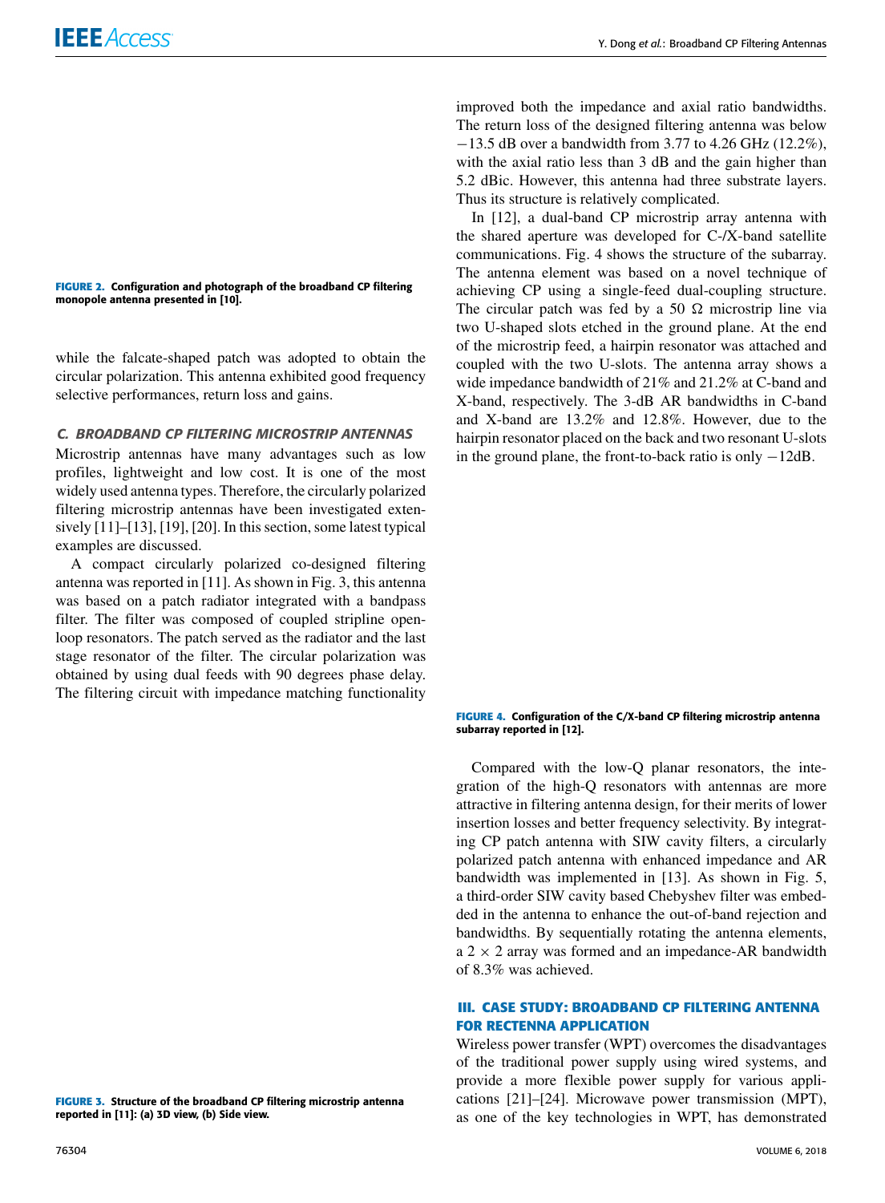**FIGURE 2.** Configuration and photograph of the broadband CP filtering monopole antenna presented in [10].

while the falcate-shaped patch was adopted to obtain the circular polarization. This antenna exhibited good frequency selective performances, return loss and gains.

### *C. BROADBAND CP FILTERING MICROSTRIP ANTENNAS*

Microstrip antennas have many advantages such as low profiles, lightweight and low cost. It is one of the most widely used antenna types. Therefore, the circularly polarized filtering microstrip antennas have been investigated extensively [11]–[13], [19], [20]. In this section, some latest typical examples are discussed.

A compact circularly polarized co-designed filtering antenna was reported in [11]. As shown in Fig. 3, this antenna was based on a patch radiator integrated with a bandpass filter. The filter was composed of coupled stripline open-loop resonators. The patch served as the radiator and the last stage resonator of the filter. The circular polarization was obtained by using dual feeds with 90 degrees phase delay. The filtering circuit with impedance matching functionality improved both the impedance and axial ratio bandwidths. The return loss of the designed filtering antenna was below −13.5 dB over a bandwidth from 3.77 to 4.26 GHz (12.2%), with the axial ratio less than 3 dB and the gain higher than 5.2 dBic. However, this antenna had three substrate layers. Thus its structure is relatively complicated.

**FIGURE 3.** Structure of the broadband CP filtering microstrip antenna reported in [11]: (a) 3D view, (b) Side view.

In [12], a dual-band CP microstrip array antenna with the shared aperture was developed for C-/X-band satellite communications. Fig. 4 shows the structure of the subarray. The antenna element was based on a novel technique of achieving CP using a single-feed dual-coupling structure. The circular patch was fed by a 50 Ω microstrip line via two U-shaped slots etched in the ground plane. At the end of the microstrip feed, a hairpin resonator was attached and coupled with the two U-slots. The antenna array shows a wide impedance bandwidth of 21% and 21.2% at C-band and X-band, respectively. The 3-dB AR bandwidths in C-band and X-band are 13.2% and 12.8%. However, due to the hairpin resonator placed on the back and two resonant U-slots in the ground plane, the front-to-back ratio is only −12dB.

**FIGURE 4.** Configuration of the C/X-band CP filtering microstrip antenna subarray reported in [12].

Compared with the low-Q planar resonators, the integration of the high-Q resonators with antennas are more attractive in filtering antenna design, for their merits of lower insertion losses and better frequency selectivity. By integrating CP patch antenna with SIW cavity filters, a circularly polarized patch antenna with enhanced impedance and AR bandwidth was implemented in [13]. As shown in Fig. 5, a third-order SIW cavity based Chebyshev filter was embedded in the antenna to enhance the out-of-band rejection and bandwidths. By sequentially rotating the antenna elements, a 2 × 2 array was formed and an impedance-AR bandwidth of 8.3% was achieved.

## III. CASE STUDY: BROADBAND CP FILTERING ANTENNA FOR RECTENNA APPLICATION

Wireless power transfer (WPT) overcomes the disadvantages of the traditional power supply using wired systems, and provide a more flexible power supply for various applications [21]–[24]. Microwave power transmission (MPT), as one of the key technologies in WPT, has demonstrated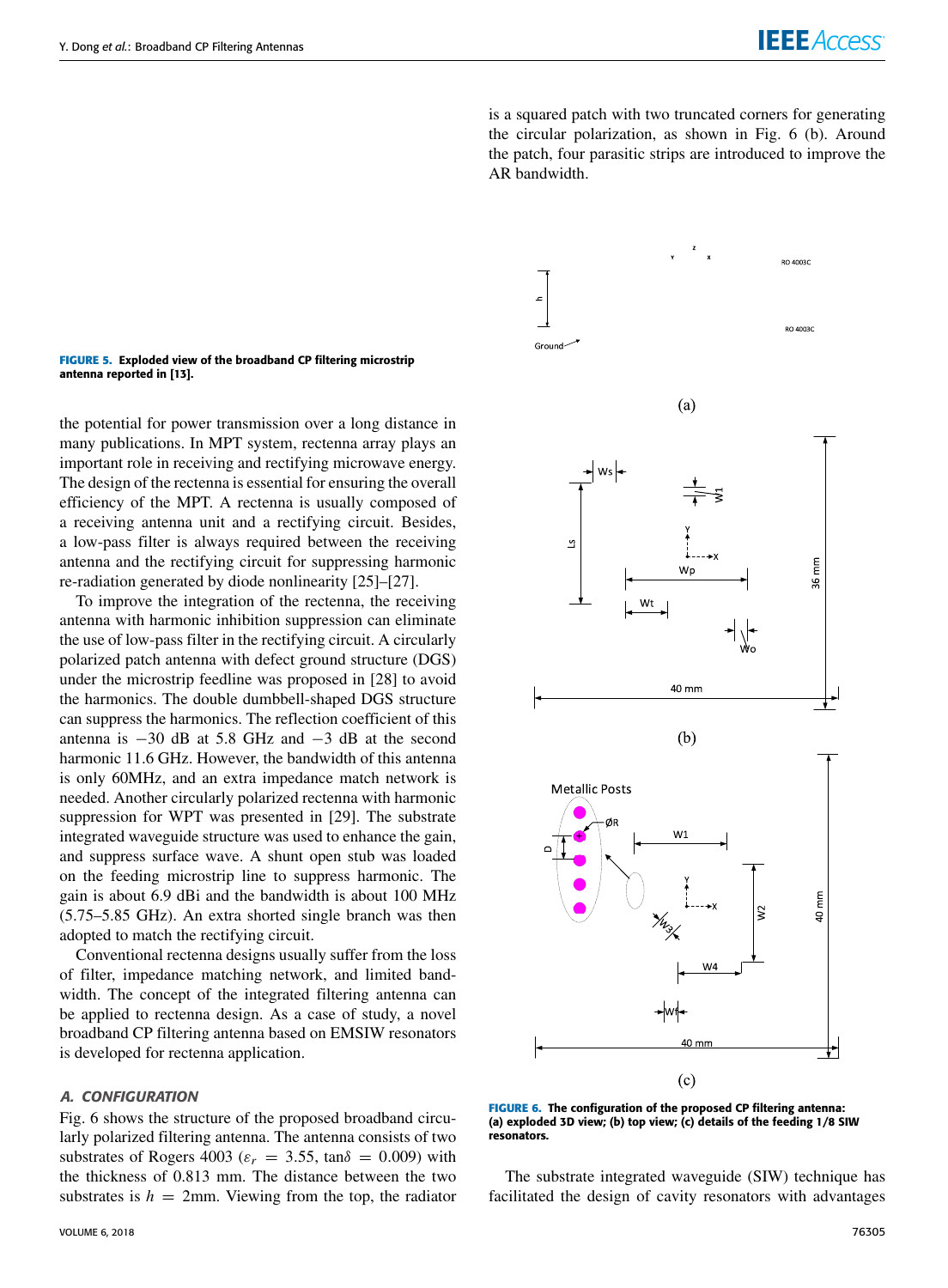is a squared patch with two truncated corners for generating the circular polarization, as shown in Fig. 6 (b). Around the patch, four parasitic strips are introduced to improve the AR bandwidth.

**FIGURE 5.** Exploded view of the broadband CP filtering microstrip antenna reported in [13].

the potential for power transmission over a long distance in many publications. In MPT system, rectenna array plays an important role in receiving and rectifying microwave energy. The design of the rectenna is essential for ensuring the overall efficiency of the MPT. A rectenna is usually composed of a receiving antenna unit and a rectifying circuit. Besides, a low-pass filter is always required between the receiving antenna and the rectifying circuit for suppressing harmonic re-radiation generated by diode nonlinearity [25]–[27].

To improve the integration of the rectenna, the receiving antenna with harmonic inhibition suppression can eliminate the use of low-pass filter in the rectifying circuit. A circularly polarized patch antenna with defect ground structure (DGS) under the microstrip feedline was proposed in [28] to avoid the harmonics. The double dumbbell-shaped DGS structure can suppress the harmonics. The reflection coefficient of this antenna is −30 dB at 5.8 GHz and −3 dB at the second harmonic 11.6 GHz. However, the bandwidth of this antenna is only 60MHz, and an extra impedance match network is needed. Another circularly polarized rectenna with harmonic suppression for WPT was presented in [29]. The substrate integrated waveguide structure was used to enhance the gain, and suppress surface wave. A shunt open stub was loaded on the feeding microstrip line to suppress harmonic. The gain is about 6.9 dBi and the bandwidth is about 100 MHz (5.75–5.85 GHz). An extra shorted single branch was then adopted to match the rectifying circuit.

Conventional rectenna designs usually suffer from the loss of filter, impedance matching network, and limited bandwidth. The concept of the integrated filtering antenna can be applied to rectenna design. As a case of study, a novel broadband CP filtering antenna based on EMSIW resonators is developed for rectenna application.

### *A. CONFIGURATION*

Fig. 6 shows the structure of the proposed broadband circularly polarized filtering antenna. The antenna consists of two substrates of Rogers 4003 ($\varepsilon_r = 3.55$, $\tan\delta = 0.009$) with the thickness of 0.813 mm. The distance between the two substrates is $h = 2$mm. Viewing from the top, the radiator

**FIGURE 6.** The configuration of the proposed CP filtering antenna: (a) exploded 3D view; (b) top view; (c) details of the feeding 1/8 SIW resonators.

The substrate integrated waveguide (SIW) technique has facilitated the design of cavity resonators with advantages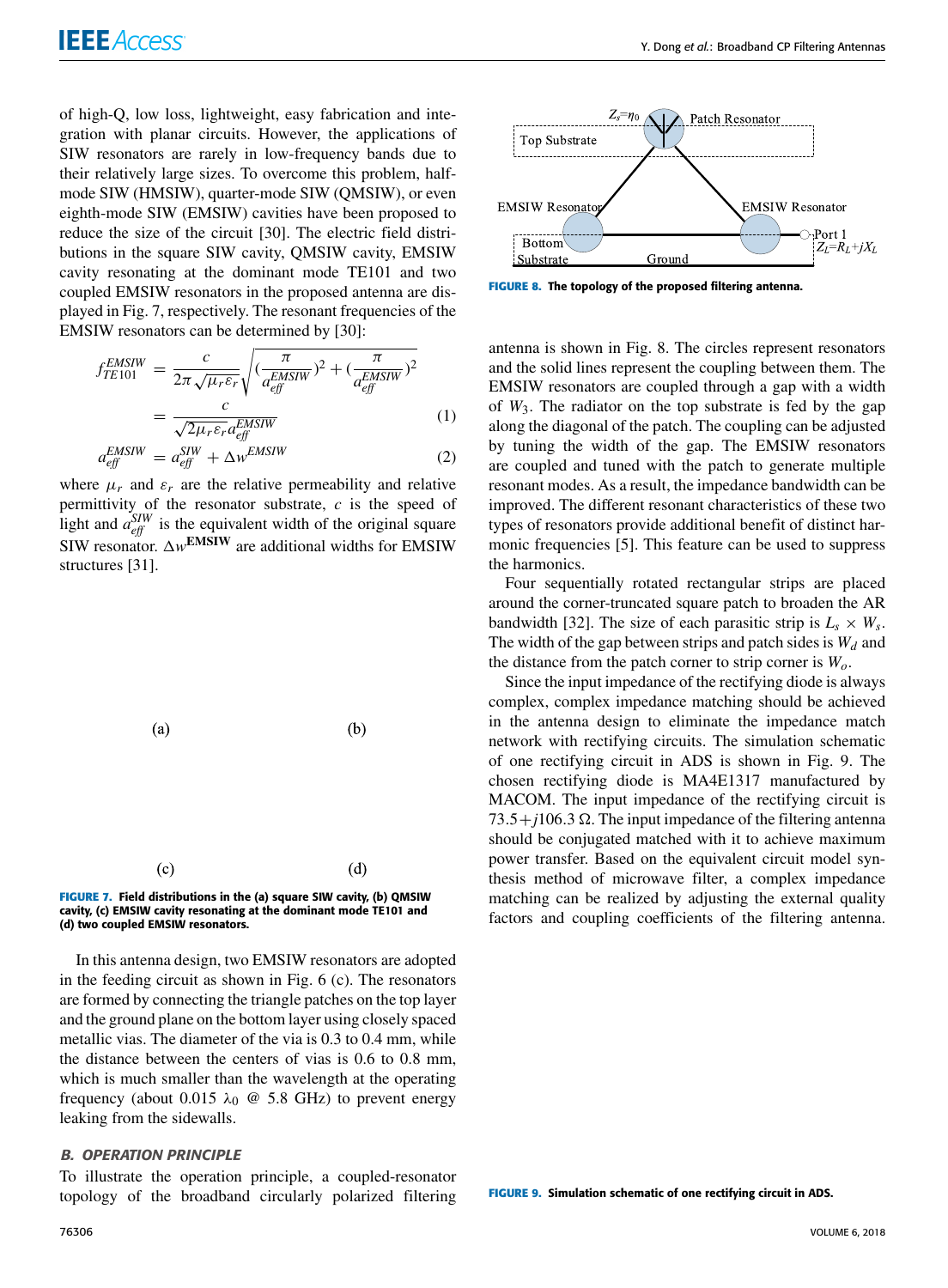of high-Q, low loss, lightweight, easy fabrication and integration with planar circuits. However, the applications of SIW resonators are rarely in low-frequency bands due to their relatively large sizes. To overcome this problem, half-mode SIW (HMSIW), quarter-mode SIW (QMSIW), or even eighth-mode SIW (EMSIW) cavities have been proposed to reduce the size of the circuit [30]. The electric field distributions in the square SIW cavity, QMSIW cavity, EMSIW cavity resonating at the dominant mode TE101 and two coupled EMSIW resonators in the proposed antenna are displayed in Fig. 7, respectively. The resonant frequencies of the EMSIW resonators can be determined by [30]:

$$f_{TE101}^{EMSIW} = \frac{c}{2\pi\sqrt{\mu_r \varepsilon_r}}\sqrt{(\frac{\pi}{a_{eff}^{EMSIW}})^2 + (\frac{\pi}{a_{eff}^{EMSIW}})^2} = \frac{c}{\sqrt{2}\mu_r \varepsilon_r a_{eff}^{EMSIW}} \tag{1}$$

$$a_{eff}^{EMSIW} = a_{eff}^{SIW} + \Delta w^{EMSIW} \tag{2}$$

where $\mu_r$ and $\varepsilon_r$ are the relative permeability and relative permittivity of the resonator substrate, $c$ is the speed of light and $a_{eff}^{SIW}$ is the equivalent width of the original square SIW resonator. $\Delta w^{\mathbf{EMSIW}}$ are additional widths for EMSIW structures [31].

(a) (b)

(c) (d)

**FIGURE 7.** Field distributions in the (a) square SIW cavity, (b) QMSIW cavity, (c) EMSIW cavity resonating at the dominant mode TE101 and (d) two coupled EMSIW resonators.

In this antenna design, two EMSIW resonators are adopted in the feeding circuit as shown in Fig. 6 (c). The resonators are formed by connecting the triangle patches on the top layer and the ground plane on the bottom layer using closely spaced metallic vias. The diameter of the via is 0.3 to 0.4 mm, while the distance between the centers of vias is 0.6 to 0.8 mm, which is much smaller than the wavelength at the operating frequency (about 0.015 $\lambda_0$ @ 5.8 GHz) to prevent energy leaking from the sidewalls.

### B. OPERATION PRINCIPLE

To illustrate the operation principle, a coupled-resonator topology of the broadband circularly polarized filtering antenna is shown in Fig. 8. The circles represent resonators and the solid lines represent the coupling between them. The EMSIW resonators are coupled through a gap with a width of $W_3$. The radiator on the top substrate is fed by the gap along the diagonal of the patch. The coupling can be adjusted by tuning the width of the gap. The EMSIW resonators are coupled and tuned with the patch to generate multiple resonant modes. As a result, the impedance bandwidth can be improved. The different resonant characteristics of these two types of resonators provide additional benefit of distinct harmonic frequencies [5]. This feature can be used to suppress the harmonics.

$Z_s=\eta_0$ Patch Resonator Top Substrate EMSIW Resonator EMSIW Resonator Bottom Substrate Ground Port 1 $Z_L=R_L+jX_L$

**FIGURE 8.** The topology of the proposed filtering antenna.

Four sequentially rotated rectangular strips are placed around the corner-truncated square patch to broaden the AR bandwidth [32]. The size of each parasitic strip is $L_s \times W_s$. The width of the gap between strips and patch sides is $W_d$ and the distance from the patch corner to strip corner is $W_o$.

Since the input impedance of the rectifying diode is always complex, complex impedance matching should be achieved in the antenna design to eliminate the impedance match network with rectifying circuits. The simulation schematic of one rectifying circuit in ADS is shown in Fig. 9. The chosen rectifying diode is MA4E1317 manufactured by MACOM. The input impedance of the rectifying circuit is $73.5+j106.3\ \Omega$. The input impedance of the filtering antenna should be conjugated matched with it to achieve maximum power transfer. Based on the equivalent circuit model synthesis method of microwave filter, a complex impedance matching can be realized by adjusting the external quality factors and coupling coefficients of the filtering antenna.

**FIGURE 9.** Simulation schematic of one rectifying circuit in ADS.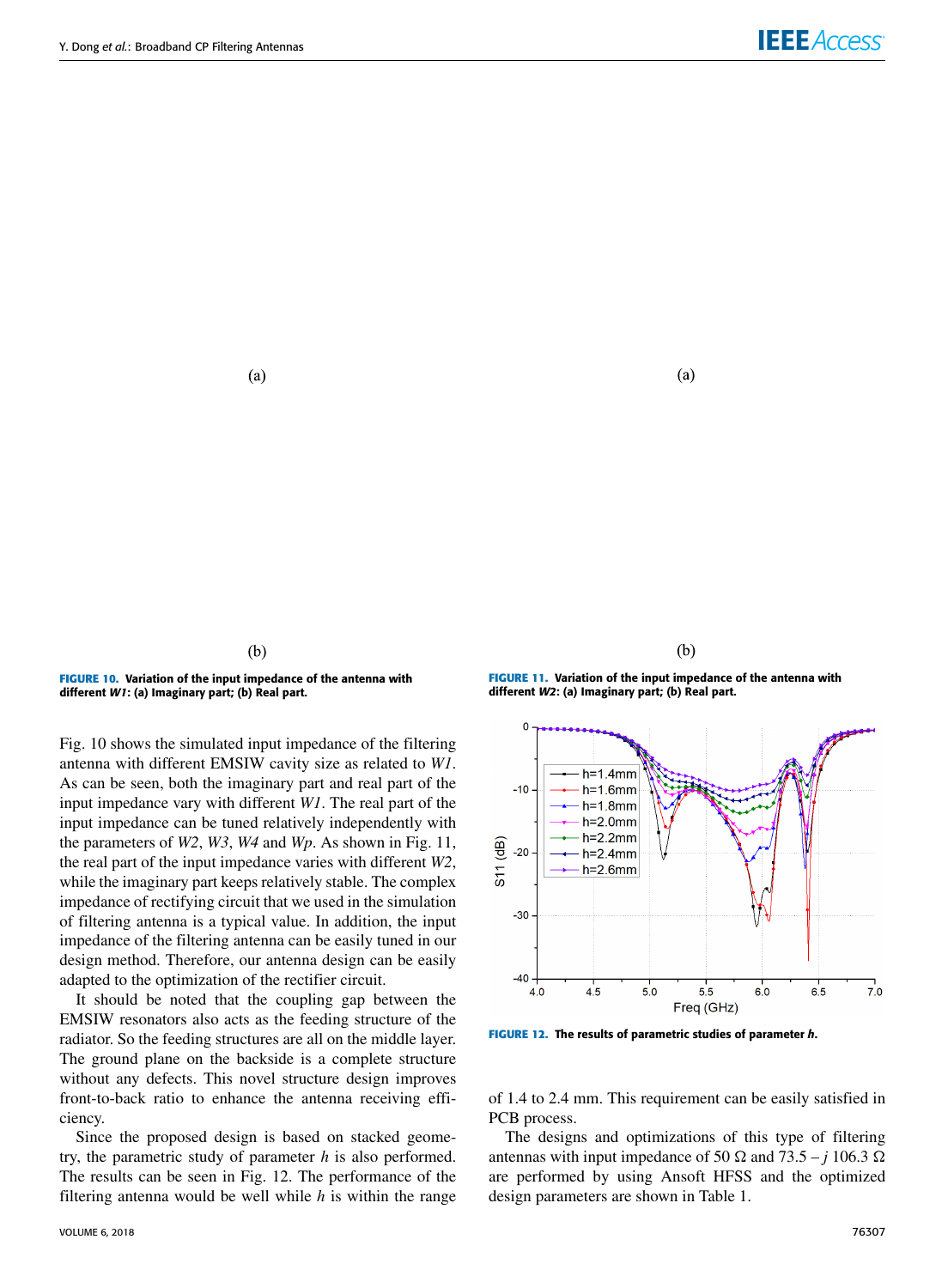(a)

(b)

**FIGURE 10.** Variation of the input impedance of the antenna with different *W1*: (a) Imaginary part; (b) Real part.

(a)

(b)

**FIGURE 11.** Variation of the input impedance of the antenna with different *W2*: (a) Imaginary part; (b) Real part.

Fig. 10 shows the simulated input impedance of the filtering antenna with different EMSIW cavity size as related to *W1*. As can be seen, both the imaginary part and real part of the input impedance vary with different *W1*. The real part of the input impedance can be tuned relatively independently with the parameters of *W2*, *W3*, *W4* and *Wp*. As shown in Fig. 11, the real part of the input impedance varies with different *W2*, while the imaginary part keeps relatively stable. The complex impedance of rectifying circuit that we used in the simulation of filtering antenna is a typical value. In addition, the input impedance of the filtering antenna can be easily tuned in our design method. Therefore, our antenna design can be easily adapted to the optimization of the rectifier circuit.

It should be noted that the coupling gap between the EMSIW resonators also acts as the feeding structure of the radiator. So the feeding structures are all on the middle layer. The ground plane on the backside is a complete structure without any defects. This novel structure design improves front-to-back ratio to enhance the antenna receiving efficiency.

Since the proposed design is based on stacked geometry, the parametric study of parameter *h* is also performed. The results can be seen in Fig. 12. The performance of the filtering antenna would be well while *h* is within the range of 1.4 to 2.4 mm. This requirement can be easily satisfied in PCB process.

**FIGURE 12.** The results of parametric studies of parameter *h*.

The designs and optimizations of this type of filtering antennas with input impedance of 50 Ω and 73.5 – *j* 106.3 Ω are performed by using Ansoft HFSS and the optimized design parameters are shown in Table 1.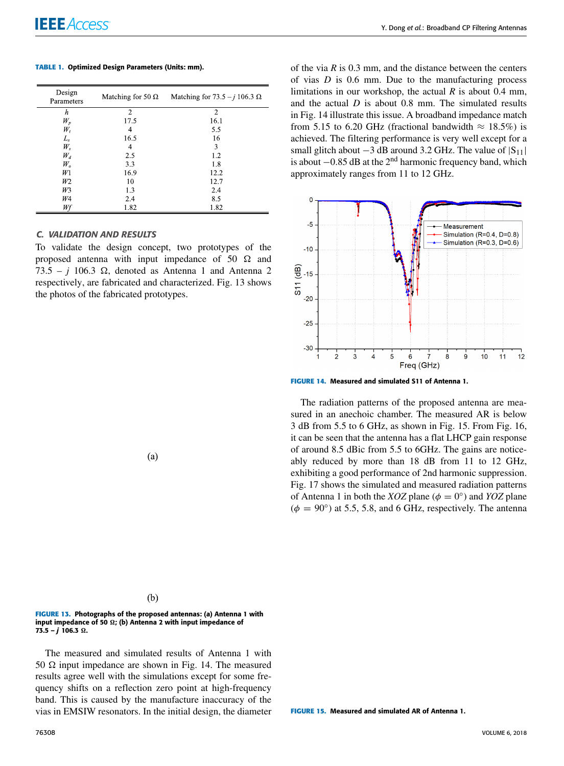**TABLE 1. Optimized Design Parameters (Units: mm).**

| Design Parameters | Matching for 50 Ω | Matching for 73.5 − *j* 106.3 Ω |
|---|---|---|
| $h$ | 2 | 2 |
| $W_p$ | 17.5 | 16.1 |
| $W_t$ | 4 | 5.5 |
| $L_s$ | 16.5 | 16 |
| $W_s$ | 4 | 3 |
| $W_d$ | 2.5 | 1.2 |
| $W_o$ | 3.3 | 1.8 |
| $W1$ | 16.9 | 12.2 |
| $W2$ | 10 | 12.7 |
| $W3$ | 1.3 | 2.4 |
| $W4$ | 2.4 | 8.5 |
| $Wf$ | 1.82 | 1.82 |

### C. VALIDATION AND RESULTS

To validate the design concept, two prototypes of the proposed antenna with input impedance of 50 Ω and 73.5 − *j* 106.3 Ω, denoted as Antenna 1 and Antenna 2 respectively, are fabricated and characterized. Fig. 13 shows the photos of the fabricated prototypes.

(a)

(b)

**FIGURE 13.** Photographs of the proposed antennas: (a) Antenna 1 with input impedance of 50 Ω; (b) Antenna 2 with input impedance of 73.5 − *j* 106.3 Ω.

The measured and simulated results of Antenna 1 with 50 Ω input impedance are shown in Fig. 14. The measured results agree well with the simulations except for some frequency shifts on a reflection zero point at high-frequency band. This is caused by the manufacture inaccuracy of the vias in EMSIW resonators. In the initial design, the diameter of the via $R$ is 0.3 mm, and the distance between the centers of vias $D$ is 0.6 mm. Due to the manufacturing process limitations in our workshop, the actual $R$ is about 0.4 mm, and the actual $D$ is about 0.8 mm. The simulated results in Fig. 14 illustrate this issue. A broadband impedance match from 5.15 to 6.20 GHz (fractional bandwidth ≈ 18.5%) is achieved. The filtering performance is very well except for a small glitch about −3 dB around 3.2 GHz. The value of $|S_{11}|$ is about −0.85 dB at the 2nd harmonic frequency band, which approximately ranges from 11 to 12 GHz.

**FIGURE 14.** Measured and simulated S11 of Antenna 1.

The radiation patterns of the proposed antenna are measured in an anechoic chamber. The measured AR is below 3 dB from 5.5 to 6 GHz, as shown in Fig. 15. From Fig. 16, it can be seen that the antenna has a flat LHCP gain response of around 8.5 dBic from 5.5 to 6GHz. The gains are noticeably reduced by more than 18 dB from 11 to 12 GHz, exhibiting a good performance of 2nd harmonic suppression. Fig. 17 shows the simulated and measured radiation patterns of Antenna 1 in both the *XOZ* plane ($\phi = 0°$) and *YOZ* plane ($\phi = 90°$) at 5.5, 5.8, and 6 GHz, respectively. The antenna

**FIGURE 15.** Measured and simulated AR of Antenna 1.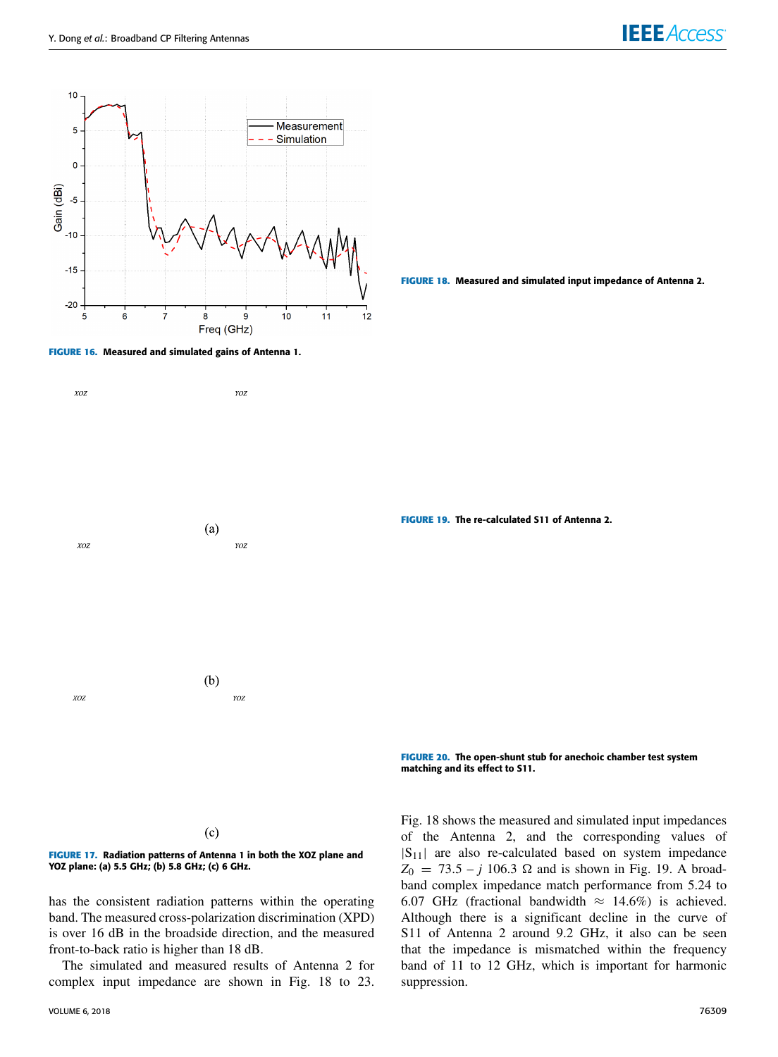FIGURE 16. Measured and simulated gains of Antenna 1.

FIGURE 17. Radiation patterns of Antenna 1 in both the XOZ plane and YOZ plane: (a) 5.5 GHz; (b) 5.8 GHz; (c) 6 GHz.

has the consistent radiation patterns within the operating band. The measured cross-polarization discrimination (XPD) is over 16 dB in the broadside direction, and the measured front-to-back ratio is higher than 18 dB.

The simulated and measured results of Antenna 2 for complex input impedance are shown in Fig. 18 to 23.

FIGURE 18. Measured and simulated input impedance of Antenna 2.

FIGURE 19. The re-calculated S11 of Antenna 2.

FIGURE 20. The open-shunt stub for anechoic chamber test system matching and its effect to S11.

Fig. 18 shows the measured and simulated input impedances of the Antenna 2, and the corresponding values of $|S_{11}|$ are also re-calculated based on system impedance $Z_0 = 73.5 - j\,106.3\ \Omega$ and is shown in Fig. 19. A broadband complex impedance match performance from 5.24 to 6.07 GHz (fractional bandwidth $\approx$ 14.6%) is achieved. Although there is a significant decline in the curve of S11 of Antenna 2 around 9.2 GHz, it also can be seen that the impedance is mismatched within the frequency band of 11 to 12 GHz, which is important for harmonic suppression.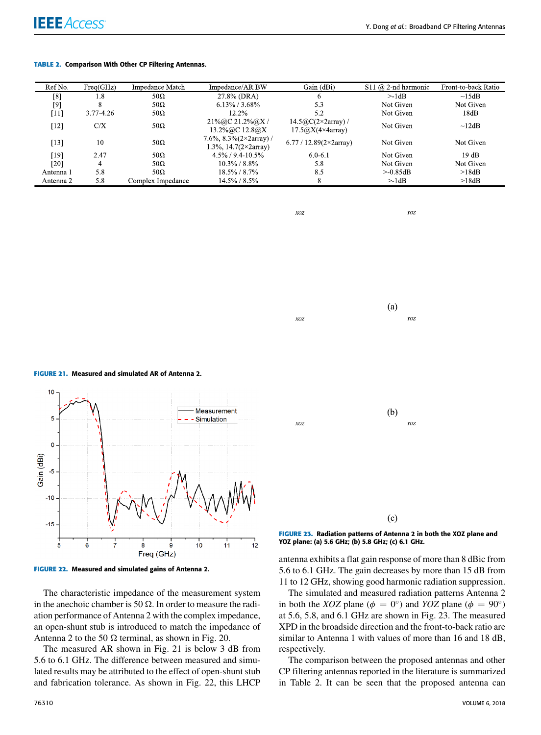**TABLE 2.** Comparison With Other CP Filtering Antennas.

| Ref No. | Freq(GHz) | Impedance Match | Impedance/AR BW | Gain (dBi) | S11 @ 2-nd harmonic | Front-to-back Ratio |
|---|---|---|---|---|---|---|
| [8] | 1.8 | 50Ω | 27.8% (DRA) | 6 | >-1dB | ~15dB |
| [9] | 8 | 50Ω | 6.13% / 3.68% | 5.3 | Not Given | Not Given |
| [11] | 3.77-4.26 | 50Ω | 12.2% | 5.2 | Not Given | 18dB |
| [12] | C/X | 50Ω | 21%@C 21.2%@X / 13.2%@C 12.8@X | 14.5@C(2×2array) / 17.5@X(4×4array) | Not Given | ~12dB |
| [13] | 10 | 50Ω | 7.6%, 8.3%(2×2array) / 1.3%, 14.7(2×2array) | 6.77 / 12.89(2×2array) | Not Given | Not Given |
| [19] | 2.47 | 50Ω | 4.5% / 9.4-10.5% | 6.0-6.1 | Not Given | 19 dB |
| [20] | 4 | 50Ω | 10.3% / 8.8% | 5.8 | Not Given | Not Given |
| Antenna 1 | 5.8 | 50Ω | 18.5% / 8.7% | 8.5 | >-0.85dB | >18dB |
| Antenna 2 | 5.8 | Complex Impedance | 14.5% / 8.5% | 8 | >-1dB | >18dB |

**FIGURE 21.** Measured and simulated AR of Antenna 2.

**FIGURE 22.** Measured and simulated gains of Antenna 2.

**FIGURE 23.** Radiation patterns of Antenna 2 in both the XOZ plane and YOZ plane: (a) 5.6 GHz; (b) 5.8 GHz; (c) 6.1 GHz.

The characteristic impedance of the measurement system in the anechoic chamber is 50 Ω. In order to measure the radiation performance of Antenna 2 with the complex impedance, an open-shunt stub is introduced to match the impedance of Antenna 2 to the 50 Ω terminal, as shown in Fig. 20.

The measured AR shown in Fig. 21 is below 3 dB from 5.6 to 6.1 GHz. The difference between measured and simulated results may be attributed to the effect of open-shunt stub and fabrication tolerance. As shown in Fig. 22, this LHCP antenna exhibits a flat gain response of more than 8 dBic from 5.6 to 6.1 GHz. The gain decreases by more than 15 dB from 11 to 12 GHz, showing good harmonic radiation suppression. The simulated and measured radiation patterns Antenna 2 in both the *XOZ* plane ($\phi = 0°$) and *YOZ* plane ($\phi = 90°$) at 5.6, 5.8, and 6.1 GHz are shown in Fig. 23. The measured XPD in the broadside direction and the front-to-back ratio are similar to Antenna 1 with values of more than 16 and 18 dB, respectively.

The comparison between the proposed antennas and other CP filtering antennas reported in the literature is summarized in Table 2. It can be seen that the proposed antenna can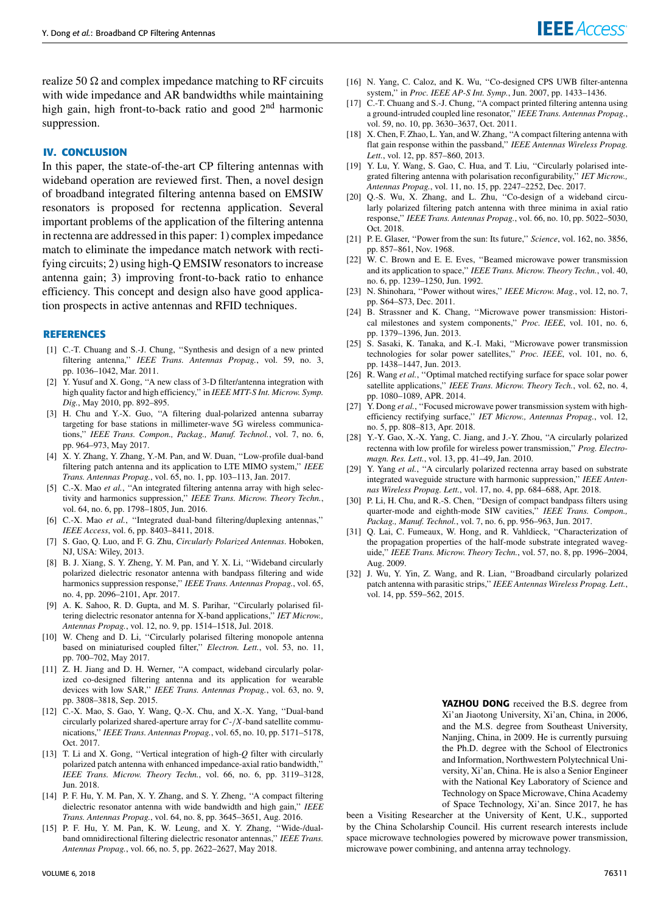realize 50 Ω and complex impedance matching to RF circuits with wide impedance and AR bandwidths while maintaining high gain, high front-to-back ratio and good 2nd harmonic suppression.

## IV. CONCLUSION

In this paper, the state-of-the-art CP filtering antennas with wideband operation are reviewed first. Then, a novel design of broadband integrated filtering antenna based on EMSIW resonators is proposed for rectenna application. Several important problems of the application of the filtering antenna in rectenna are addressed in this paper: 1) complex impedance match to eliminate the impedance match network with rectifying circuits; 2) using high-Q EMSIW resonators to increase antenna gain; 3) improving front-to-back ratio to enhance efficiency. This concept and design also have good application prospects in active antennas and RFID techniques.

## REFERENCES

[1] C.-T. Chuang and S.-J. Chung, "Synthesis and design of a new printed filtering antenna," *IEEE Trans. Antennas Propag.*, vol. 59, no. 3, pp. 1036–1042, Mar. 2011.

[2] Y. Yusuf and X. Gong, "A new class of 3-D filter/antenna integration with high quality factor and high efficiency," in *IEEE MTT-S Int. Microw. Symp. Dig.*, May 2010, pp. 892–895.

[3] H. Chu and Y.-X. Guo, "A filtering dual-polarized antenna subarray targeting for base stations in millimeter-wave 5G wireless communications," *IEEE Trans. Compon., Packag., Manuf. Technol.*, vol. 7, no. 6, pp. 964–973, May 2017.

[4] X. Y. Zhang, Y. Zhang, Y.-M. Pan, and W. Duan, "Low-profile dual-band filtering patch antenna and its application to LTE MIMO system," *IEEE Trans. Antennas Propag.*, vol. 65, no. 1, pp. 103–113, Jan. 2017.

[5] C.-X. Mao *et al.*, "An integrated filtering antenna array with high selectivity and harmonics suppression," *IEEE Trans. Microw. Theory Techn.*, vol. 64, no. 6, pp. 1798–1805, Jun. 2016.

[6] C.-X. Mao *et al.*, "Integrated dual-band filtering/duplexing antennas," *IEEE Access*, vol. 6, pp. 8403–8411, 2018.

[7] S. Gao, Q. Luo, and F. G. Zhu, *Circularly Polarized Antennas*. Hoboken, NJ, USA: Wiley, 2013.

[8] B. J. Xiang, S. Y. Zheng, Y. M. Pan, and Y. X. Li, "Wideband circularly polarized dielectric resonator antenna with bandpass filtering and wide harmonics suppression response," *IEEE Trans. Antennas Propag.*, vol. 65, no. 4, pp. 2096–2101, Apr. 2017.

[9] A. K. Sahoo, R. D. Gupta, and M. S. Parihar, "Circularly polarised filtering dielectric resonator antenna for X-band applications," *IET Microw., Antennas Propag.*, vol. 12, no. 9, pp. 1514–1518, Jul. 2018.

[10] W. Cheng and D. Li, "Circularly polarised filtering monopole antenna based on miniaturised coupled filter," *Electron. Lett.*, vol. 53, no. 11, pp. 700–702, May 2017.

[11] Z. H. Jiang and D. H. Werner, "A compact, wideband circularly polarized co-designed filtering antenna and its application for wearable devices with low SAR," *IEEE Trans. Antennas Propag.*, vol. 63, no. 9, pp. 3808–3818, Sep. 2015.

[12] C.-X. Mao, S. Gao, Y. Wang, Q.-X. Chu, and X.-X. Yang, "Dual-band circularly polarized shared-aperture array for *C*-/*X*-band satellite communications," *IEEE Trans. Antennas Propag.*, vol. 65, no. 10, pp. 5171–5178, Oct. 2017.

[13] T. Li and X. Gong, "Vertical integration of high-*Q* filter with circularly polarized patch antenna with enhanced impedance-axial ratio bandwidth," *IEEE Trans. Microw. Theory Techn.*, vol. 66, no. 6, pp. 3119–3128, Jun. 2018.

[14] P. F. Hu, Y. M. Pan, X. Y. Zhang, and S. Y. Zheng, "A compact filtering dielectric resonator antenna with wide bandwidth and high gain," *IEEE Trans. Antennas Propag.*, vol. 64, no. 8, pp. 3645–3651, Aug. 2016.

[15] P. F. Hu, Y. M. Pan, K. W. Leung, and X. Y. Zhang, "Wide-/dual-band omnidirectional filtering dielectric resonator antennas," *IEEE Trans. Antennas Propag.*, vol. 66, no. 5, pp. 2622–2627, May 2018.

[16] N. Yang, C. Caloz, and K. Wu, "Co-designed CPS UWB filter-antenna system," in *Proc. IEEE AP-S Int. Symp.*, Jun. 2007, pp. 1433–1436.

[17] C.-T. Chuang and S.-J. Chung, "A compact printed filtering antenna using a ground-intruded coupled line resonator," *IEEE Trans. Antennas Propag.*, vol. 59, no. 10, pp. 3630–3637, Oct. 2011.

[18] X. Chen, F. Zhao, L. Yan, and W. Zhang, "A compact filtering antenna with flat gain response within the passband," *IEEE Antennas Wireless Propag. Lett.*, vol. 12, pp. 857–860, 2013.

[19] Y. Lu, Y. Wang, S. Gao, C. Hua, and T. Liu, "Circularly polarised integrated filtering antenna with polarisation reconfigurability," *IET Microw., Antennas Propag.*, vol. 11, no. 15, pp. 2247–2252, Dec. 2017.

[20] Q.-S. Wu, X. Zhang, and L. Zhu, "Co-design of a wideband circularly polarized filtering patch antenna with three minima in axial ratio response," *IEEE Trans. Antennas Propag.*, vol. 66, no. 10, pp. 5022–5030, Oct. 2018.

[21] P. E. Glaser, "Power from the sun: Its future," *Science*, vol. 162, no. 3856, pp. 857–861, Nov. 1968.

[22] W. C. Brown and E. E. Eves, "Beamed microwave power transmission and its application to space," *IEEE Trans. Microw. Theory Techn.*, vol. 40, no. 6, pp. 1239–1250, Jun. 1992.

[23] N. Shinohara, "Power without wires," *IEEE Microw. Mag.*, vol. 12, no. 7, pp. S64–S73, Dec. 2011.

[24] B. Strassner and K. Chang, "Microwave power transmission: Historical milestones and system components," *Proc. IEEE*, vol. 101, no. 6, pp. 1379–1396, Jun. 2013.

[25] S. Sasaki, K. Tanaka, and K.-I. Maki, "Microwave power transmission technologies for solar power satellites," *Proc. IEEE*, vol. 101, no. 6, pp. 1438–1447, Jun. 2013.

[26] R. Wang *et al.*, "Optimal matched rectifying surface for space solar power satellite applications," *IEEE Trans. Microw. Theory Tech.*, vol. 62, no. 4, pp. 1080–1089, APR. 2014.

[27] Y. Dong *et al.*, "Focused microwave power transmission system with high-efficiency rectifying surface," *IET Microw., Antennas Propag.*, vol. 12, no. 5, pp. 808–813, Apr. 2018.

[28] Y.-Y. Gao, X.-X. Yang, C. Jiang, and J.-Y. Zhou, "A circularly polarized rectenna with low profile for wireless power transmission," *Prog. Electromagn. Res. Lett.*, vol. 13, pp. 41–49, Jan. 2010.

[29] Y. Yang *et al.*, "A circularly polarized rectenna array based on substrate integrated waveguide structure with harmonic suppression," *IEEE Antennas Wireless Propag. Lett.*, vol. 17, no. 4, pp. 684–688, Apr. 2018.

[30] P. Li, H. Chu, and R.-S. Chen, "Design of compact bandpass filters using quarter-mode and eighth-mode SIW cavities," *IEEE Trans. Compon., Packag., Manuf. Technol.*, vol. 7, no. 6, pp. 956–963, Jun. 2017.

[31] Q. Lai, C. Fumeaux, W. Hong, and R. Vahldieck, "Characterization of the propagation properties of the half-mode substrate integrated waveguide," *IEEE Trans. Microw. Theory Techn.*, vol. 57, no. 8, pp. 1996–2004, Aug. 2009.

[32] J. Wu, Y. Yin, Z. Wang, and R. Lian, "Broadband circularly polarized patch antenna with parasitic strips," *IEEE Antennas Wireless Propag. Lett.*, vol. 14, pp. 559–562, 2015.

**YAZHOU DONG** received the B.S. degree from Xi'an Jiaotong University, Xi'an, China, in 2006, and the M.S. degree from Southeast University, Nanjing, China, in 2009. He is currently pursuing the Ph.D. degree with the School of Electronics and Information, Northwestern Polytechnical University, Xi'an, China. He is also a Senior Engineer with the National Key Laboratory of Science and Technology on Space Microwave, China Academy of Space Technology, Xi'an. Since 2017, he has been a Visiting Researcher at the University of Kent, U.K., supported by the China Scholarship Council. His current research interests include space microwave technologies powered by microwave power transmission, microwave power combining, and antenna array technology.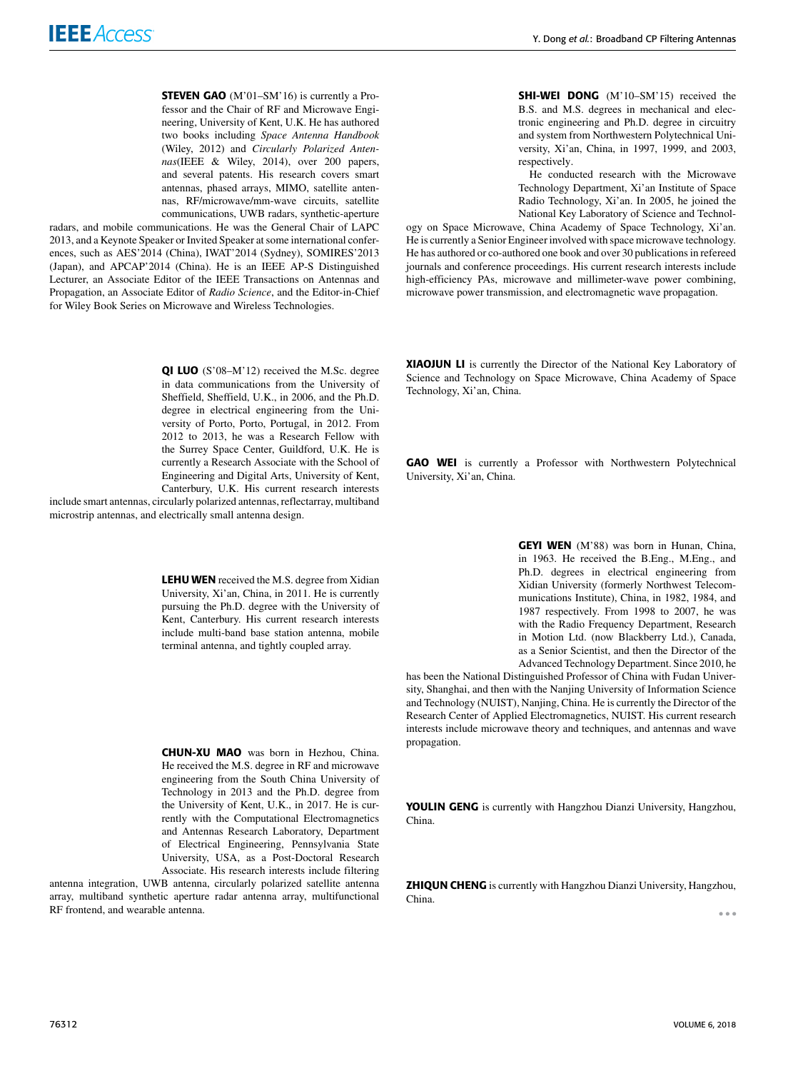**STEVEN GAO** (M'01–SM'16) is currently a Professor and the Chair of RF and Microwave Engineering, University of Kent, U.K. He has authored two books including *Space Antenna Handbook* (Wiley, 2012) and *Circularly Polarized Antennas*(IEEE & Wiley, 2014), over 200 papers, and several patents. His research covers smart antennas, phased arrays, MIMO, satellite antennas, RF/microwave/mm-wave circuits, satellite communications, UWB radars, synthetic-aperture radars, and mobile communications. He was the General Chair of LAPC 2013, and a Keynote Speaker or Invited Speaker at some international conferences, such as AES'2014 (China), IWAT'2014 (Sydney), SOMIRES'2013 (Japan), and APCAP'2014 (China). He is an IEEE AP-S Distinguished Lecturer, an Associate Editor of the IEEE Transactions on Antennas and Propagation, an Associate Editor of *Radio Science*, and the Editor-in-Chief for Wiley Book Series on Microwave and Wireless Technologies.

**QI LUO** (S'08–M'12) received the M.Sc. degree in data communications from the University of Sheffield, Sheffield, U.K., in 2006, and the Ph.D. degree in electrical engineering from the University of Porto, Porto, Portugal, in 2012. From 2012 to 2013, he was a Research Fellow with the Surrey Space Center, Guildford, U.K. He is currently a Research Associate with the School of Engineering and Digital Arts, University of Kent, Canterbury, U.K. His current research interests include smart antennas, circularly polarized antennas, reflectarray, multiband microstrip antennas, and electrically small antenna design.

**LEHU WEN** received the M.S. degree from Xidian University, Xi'an, China, in 2011. He is currently pursuing the Ph.D. degree with the University of Kent, Canterbury. His current research interests include multi-band base station antenna, mobile terminal antenna, and tightly coupled array.

**CHUN-XU MAO** was born in Hezhou, China. He received the M.S. degree in RF and microwave engineering from the South China University of Technology in 2013 and the Ph.D. degree from the University of Kent, U.K., in 2017. He is currently with the Computational Electromagnetics and Antennas Research Laboratory, Department of Electrical Engineering, Pennsylvania State University, USA, as a Post-Doctoral Research Associate. His research interests include filtering antenna integration, UWB antenna, circularly polarized satellite antenna array, multiband synthetic aperture radar antenna array, multifunctional RF frontend, and wearable antenna.

**SHI-WEI DONG** (M'10–SM'15) received the B.S. and M.S. degrees in mechanical and electronic engineering and Ph.D. degree in circuitry and system from Northwestern Polytechnical University, Xi'an, China, in 1997, 1999, and 2003, respectively.

He conducted research with the Microwave Technology Department, Xi'an Institute of Space Radio Technology, Xi'an. In 2005, he joined the National Key Laboratory of Science and Technology on Space Microwave, China Academy of Space Technology, Xi'an. He is currently a Senior Engineer involved with space microwave technology. He has authored or co-authored one book and over 30 publications in refereed journals and conference proceedings. His current research interests include high-efficiency PAs, microwave and millimeter-wave power combining, microwave power transmission, and electromagnetic wave propagation.

**XIAOJUN LI** is currently the Director of the National Key Laboratory of Science and Technology on Space Microwave, China Academy of Space Technology, Xi'an, China.

**GAO WEI** is currently a Professor with Northwestern Polytechnical University, Xi'an, China.

**GEYI WEN** (M'88) was born in Hunan, China, in 1963. He received the B.Eng., M.Eng., and Ph.D. degrees in electrical engineering from Xidian University (formerly Northwest Telecommunications Institute), China, in 1982, 1984, and 1987 respectively. From 1998 to 2007, he was with the Radio Frequency Department, Research in Motion Ltd. (now Blackberry Ltd.), Canada, as a Senior Scientist, and then the Director of the Advanced Technology Department. Since 2010, he has been the National Distinguished Professor of China with Fudan University, Shanghai, and then with the Nanjing University of Information Science and Technology (NUIST), Nanjing, China. He is currently the Director of the Research Center of Applied Electromagnetics, NUIST. His current research interests include microwave theory and techniques, and antennas and wave propagation.

**YOULIN GENG** is currently with Hangzhou Dianzi University, Hangzhou, China.

**ZHIQUN CHENG** is currently with Hangzhou Dianzi University, Hangzhou, China.